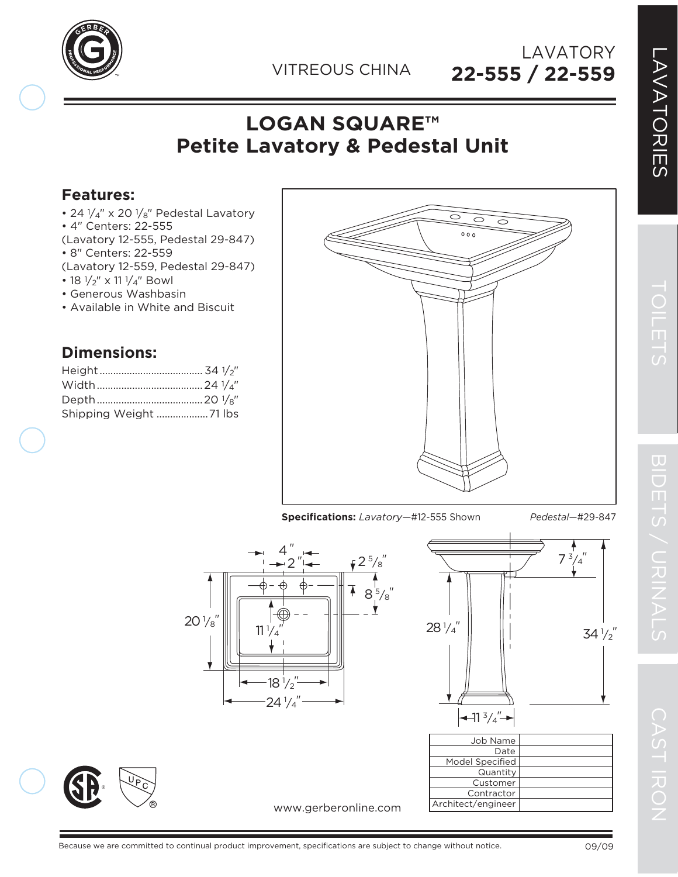VITREOUS CHINA

LAVATORY
**22-555 / 22-559**

# LOGAN SQUARE™ Petite Lavatory & Pedestal Unit

## Features:

- 24 1/4″ x 20 1/8″ Pedestal Lavatory
- 4″ Centers: 22-555 (Lavatory 12-555, Pedestal 29-847)
- 8″ Centers: 22-559 (Lavatory 12-559, Pedestal 29-847)
- 18 1/2″ x 11 1/4″ Bowl
- Generous Washbasin
- Available in White and Biscuit

## Dimensions:

| | |
|---|---|
| Height | 34 1/2″ |
| Width | 24 1/4″ |
| Depth | 20 1/8″ |
| Shipping Weight | 71 lbs |

**Specifications:** *Lavatory*—#12-555 Shown *Pedestal*—#29-847

| | |
|---|---|
| Job Name | |
| Date | |
| Model Specified | |
| Quantity | |
| Customer | |
| Contractor | |
| Architect/engineer | |

www.gerberonline.com

Because we are committed to continual product improvement, specifications are subject to change without notice. 09/09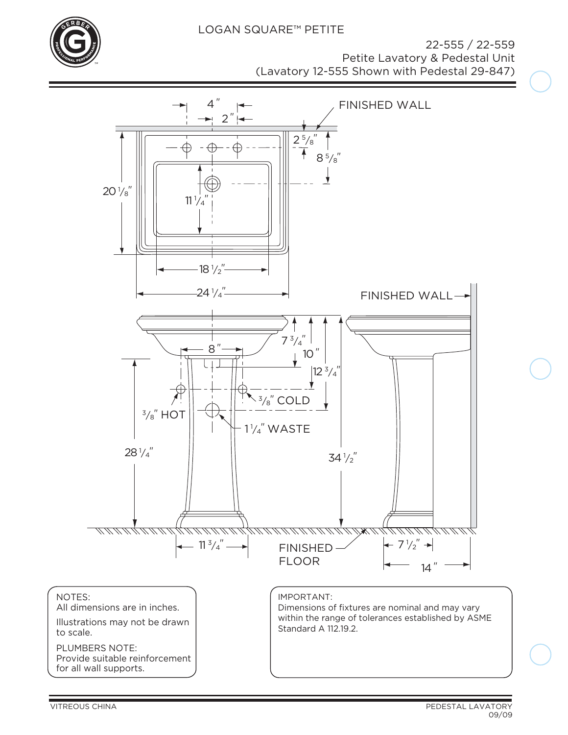LOGAN SQUARE™ PETITE

22-555 / 22-559
Petite Lavatory & Pedestal Unit
(Lavatory 12-555 Shown with Pedestal 29-847)

4″
2″
FINISHED WALL
2 5/8″
8 5/8″
20 1/8″
11 1/4″
18 1/2″
24 1/4″

FINISHED WALL
7 3/4″
8″
10″
12 3/4″
3/8″ COLD
3/8″ HOT
1 1/4″ WASTE
28 1/4″
34 1/2″
11 3/4″
FINISHED FLOOR
7 1/2″
14″

NOTES:
All dimensions are in inches.

Illustrations may not be drawn to scale.

PLUMBERS NOTE:
Provide suitable reinforcement for all wall supports.

IMPORTANT:
Dimensions of fixtures are nominal and may vary within the range of tolerances established by ASME Standard A 112.19.2.

VITREOUS CHINA

PEDESTAL LAVATORY
09/09